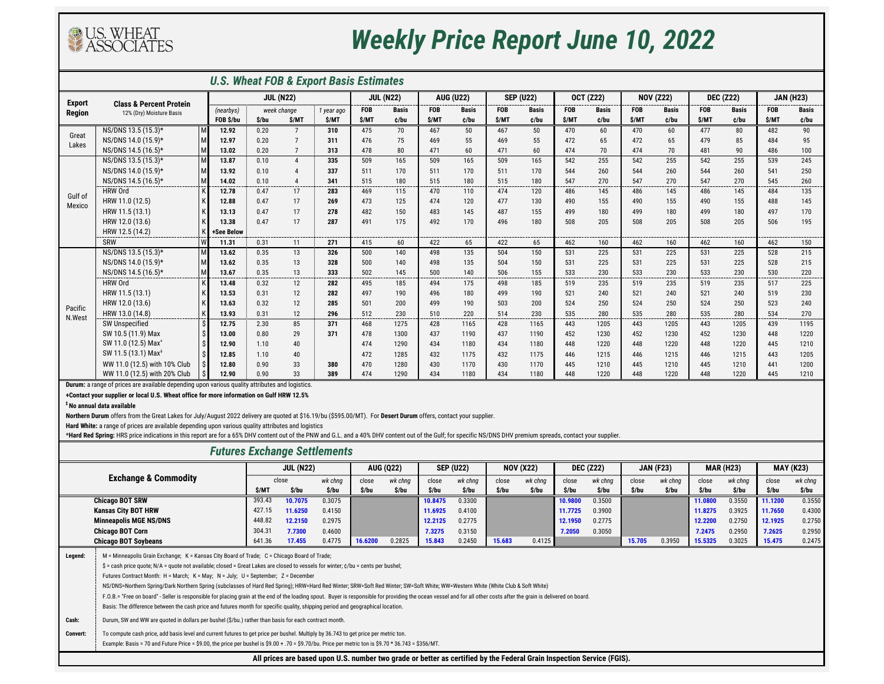# Weekly Price Report June 10, 2022

U.S. WHEAT ASSOCIATES

## U.S. Wheat FOB & Export Basis Estimates

| Export Region | Class & Percent Protein 12% (Dry) Moisture Basis | | JUL (N22) (nearbys) FOB $/bu | JUL (N22) week change $/bu | JUL (N22) week change $/MT | JUL (N22) 1 year ago $/MT | JUL (N22) FOB $/MT | JUL (N22) Basis ¢/bu | AUG (U22) FOB $/MT | AUG (U22) Basis ¢/bu | SEP (U22) FOB $/MT | SEP (U22) Basis ¢/bu | OCT (Z22) FOB $/MT | OCT (Z22) Basis ¢/bu | NOV (Z22) FOB $/MT | NOV (Z22) Basis ¢/bu | DEC (Z22) FOB $/MT | DEC (Z22) Basis ¢/bu | JAN (H23) FOB $/MT | JAN (H23) Basis ¢/bu |
|---|---|---|---|---|---|---|---|---|---|---|---|---|---|---|---|---|---|---|---|---|
| Great Lakes | NS/DNS 13.5 (15.3)* | M | 12.92 | 0.20 | 7 | 310 | 475 | 70 | 467 | 50 | 467 | 50 | 470 | 60 | 470 | 60 | 477 | 80 | 482 | 90 |
| | NS/DNS 14.0 (15.9)* | M | 12.97 | 0.20 | 7 | 311 | 476 | 75 | 469 | 55 | 469 | 55 | 472 | 65 | 472 | 65 | 479 | 85 | 484 | 95 |
| | NS/DNS 14.5 (16.5)* | M | 13.02 | 0.20 | 7 | 313 | 478 | 80 | 471 | 60 | 471 | 60 | 474 | 70 | 474 | 70 | 481 | 90 | 486 | 100 |
| Gulf of Mexico | NS/DNS 13.5 (15.3)* | M | 13.87 | 0.10 | 4 | 335 | 509 | 165 | 509 | 165 | 509 | 165 | 542 | 255 | 542 | 255 | 542 | 255 | 539 | 245 |
| | NS/DNS 14.0 (15.9)* | M | 13.92 | 0.10 | 4 | 337 | 511 | 170 | 511 | 170 | 511 | 170 | 544 | 260 | 544 | 260 | 544 | 260 | 541 | 250 |
| | NS/DNS 14.5 (16.5)* | M | 14.02 | 0.10 | 4 | 341 | 515 | 180 | 515 | 180 | 515 | 180 | 547 | 270 | 547 | 270 | 547 | 270 | 545 | 260 |
| | HRW Ord | K | 12.78 | 0.47 | 17 | 283 | 469 | 115 | 470 | 110 | 474 | 120 | 486 | 145 | 486 | 145 | 486 | 145 | 484 | 135 |
| | HRW 11.0 (12.5) | K | 12.88 | 0.47 | 17 | 269 | 473 | 125 | 474 | 120 | 477 | 130 | 490 | 155 | 490 | 155 | 490 | 155 | 488 | 145 |
| | HRW 11.5 (13.1) | K | 13.13 | 0.47 | 17 | 278 | 482 | 150 | 483 | 145 | 487 | 155 | 499 | 180 | 499 | 180 | 499 | 180 | 497 | 170 |
| | HRW 12.0 (13.6) | K | 13.38 | 0.47 | 17 | 287 | 491 | 175 | 492 | 170 | 496 | 180 | 508 | 205 | 508 | 205 | 508 | 205 | 506 | 195 |
| | HRW 12.5 (14.2) | K | +See Below | | | | | | | | | | | | | | | | | |
| | SRW | W | 11.31 | 0.31 | 11 | 271 | 415 | 60 | 422 | 65 | 422 | 65 | 462 | 160 | 462 | 160 | 462 | 160 | 462 | 150 |
| Pacific N.West | NS/DNS 13.5 (15.3)* | M | 13.62 | 0.35 | 13 | 326 | 500 | 140 | 498 | 135 | 504 | 150 | 531 | 225 | 531 | 225 | 531 | 225 | 528 | 215 |
| | NS/DNS 14.0 (15.9)* | M | 13.62 | 0.35 | 13 | 328 | 500 | 140 | 498 | 135 | 504 | 150 | 531 | 225 | 531 | 225 | 531 | 225 | 528 | 215 |
| | NS/DNS 14.5 (16.5)* | M | 13.67 | 0.35 | 13 | 333 | 502 | 145 | 500 | 140 | 506 | 155 | 533 | 230 | 533 | 230 | 533 | 230 | 530 | 220 |
| | HRW Ord | K | 13.48 | 0.32 | 12 | 282 | 495 | 185 | 494 | 175 | 498 | 185 | 519 | 235 | 519 | 235 | 519 | 235 | 517 | 225 |
| | HRW 11.5 (13.1) | K | 13.53 | 0.31 | 12 | 282 | 497 | 190 | 496 | 180 | 499 | 190 | 521 | 240 | 521 | 240 | 521 | 240 | 519 | 230 |
| | HRW 12.0 (13.6) | K | 13.63 | 0.32 | 12 | 285 | 501 | 200 | 499 | 190 | 503 | 200 | 524 | 250 | 524 | 250 | 524 | 250 | 523 | 240 |
| | HRW 13.0 (14.8) | K | 13.93 | 0.31 | 12 | 296 | 512 | 230 | 510 | 220 | 514 | 230 | 535 | 280 | 535 | 280 | 535 | 280 | 534 | 270 |
| | SW Unspecified | $ | 12.75 | 2.30 | 85 | 371 | 468 | 1275 | 428 | 1165 | 428 | 1165 | 443 | 1205 | 443 | 1205 | 443 | 1205 | 439 | 1195 |
| | SW 10.5 (11.9) Max | $ | 13.00 | 0.80 | 29 | 371 | 478 | 1300 | 437 | 1190 | 437 | 1190 | 452 | 1230 | 452 | 1230 | 452 | 1230 | 448 | 1220 |
| | SW 11.0 (12.5) Max‡ | $ | 12.90 | 1.10 | 40 | | 474 | 1290 | 434 | 1180 | 434 | 1180 | 448 | 1220 | 448 | 1220 | 448 | 1220 | 445 | 1210 |
| | SW 11.5 (13.1) Max‡ | $ | 12.85 | 1.10 | 40 | | 472 | 1285 | 432 | 1175 | 432 | 1175 | 446 | 1215 | 446 | 1215 | 446 | 1215 | 443 | 1205 |
| | WW 11.0 (12.5) with 10% Club | $ | 12.80 | 0.90 | 33 | 380 | 470 | 1280 | 430 | 1170 | 430 | 1170 | 445 | 1210 | 445 | 1210 | 445 | 1210 | 441 | 1200 |
| | WW 11.0 (12.5) with 20% Club | $ | 12.90 | 0.90 | 33 | 389 | 474 | 1290 | 434 | 1180 | 434 | 1180 | 448 | 1220 | 448 | 1220 | 448 | 1220 | 445 | 1210 |

**Durum:** a range of prices are available depending upon various quality attributes and logistics.

**+Contact your supplier or local U.S. Wheat office for more information on Gulf HRW 12.5%**

**‡ No annual data available**

**Northern Durum** offers from the Great Lakes for July/August 2022 delivery are quoted at $16.19/bu ($595.00/MT). For **Desert Durum** offers, contact your supplier.

**Hard White:** a range of prices are available depending upon various quality attributes and logistics

***Hard Red Spring:** HRS price indications in this report are for a 65% DHV content out of the PNW and G.L. and a 40% DHV content out of the Gulf; for specific NS/DNS DHV premium spreads, contact your supplier.

## Futures Exchange Settlements

| Exchange & Commodity | JUL (N22) close $/MT | JUL (N22) close $/bu | JUL (N22) wk chng $/bu | AUG (Q22) close $/bu | AUG (Q22) wk chng $/bu | SEP (U22) close $/bu | SEP (U22) wk chng $/bu | NOV (X22) close $/bu | NOV (X22) wk chng $/bu | DEC (Z22) close $/bu | DEC (Z22) wk chng $/bu | JAN (F23) close $/bu | JAN (F23) wk chng $/bu | MAR (H23) close $/bu | MAR (H23) wk chng $/bu | MAY (K23) close $/bu | MAY (K23) wk chng $/bu |
|---|---|---|---|---|---|---|---|---|---|---|---|---|---|---|---|---|---|
| Chicago BOT SRW | 393.43 | 10.7075 | 0.3075 | | | 10.8475 | 0.3300 | | | 10.9800 | 0.3500 | | | 11.0800 | 0.3550 | 11.1200 | 0.3550 |
| Kansas City BOT HRW | 427.15 | 11.6250 | 0.4150 | | | 11.6925 | 0.4100 | | | 11.7725 | 0.3900 | | | 11.8275 | 0.3925 | 11.7650 | 0.4300 |
| Minneapolis MGE NS/DNS | 448.82 | 12.2150 | 0.2975 | | | 12.2125 | 0.2775 | | | 12.1950 | 0.2775 | | | 12.2200 | 0.2750 | 12.1925 | 0.2750 |
| Chicago BOT Corn | 304.31 | 7.7300 | 0.4600 | | | 7.3275 | 0.3150 | | | 7.2050 | 0.3050 | | | 7.2475 | 0.2950 | 7.2625 | 0.2950 |
| Chicago BOT Soybeans | 641.36 | 17.455 | 0.4775 | 16.6200 | 0.2825 | 15.843 | 0.2450 | 15.683 | 0.4125 | | | 15.705 | 0.3950 | 15.5325 | 0.3025 | 15.475 | 0.2475 |

**Legend:**
M = Minneapolis Grain Exchange; K = Kansas City Board of Trade; C = Chicago Board of Trade;
$ = cash price quote; N/A = quote not available; closed = Great Lakes are closed to vessels for winter; ¢/bu = cents per bushel;
Futures Contract Month: H = March; K = May; N = July; U = September; Z = December
NS/DNS=Northern Spring/Dark Northern Spring (subclasses of Hard Red Spring); HRW=Hard Red Winter; SRW=Soft Red Winter; SW=Soft White; WW=Western White (White Club & Soft White)
F.O.B.= "Free on board" - Seller is responsible for placing grain at the end of the loading spout. Buyer is responsible for providing the ocean vessel and for all other costs after the grain is delivered on board.
Basis: The difference between the cash price and futures month for specific quality, shipping period and geographical location.

**Cash:** Durum, SW and WW are quoted in dollars per bushel ($/bu.) rather than basis for each contract month.

**Convert:** To compute cash price, add basis level and current futures to get price per bushel. Multiply by 36.743 to get price per metric ton.
Example: Basis = 70 and Future Price = $9.00, the price per bushel is $9.00 + .70 = $9.70/bu. Price per metric ton is $9.70 * 36.743 = $356/MT.

**All prices are based upon U.S. number two grade or better as certified by the Federal Grain Inspection Service (FGIS).**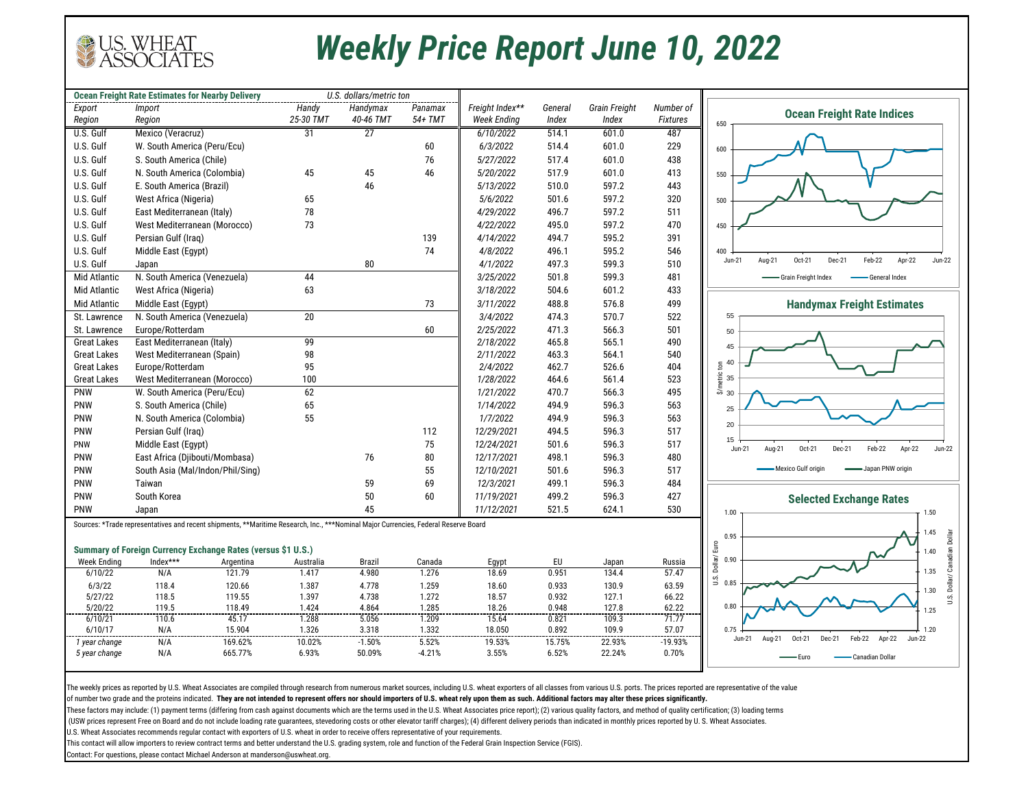# Weekly Price Report June 10, 2022

| Ocean Freight Rate Estimates for Nearby Delivery | | U.S. dollars/metric ton | | |
|---|---|---|---|---|
| Export Region | Import Region | Handy 25-30 TMT | Handymax 40-46 TMT | Panamax 54+ TMT |
| U.S. Gulf | Mexico (Veracruz) | 31 | 27 | |
| U.S. Gulf | W. South America (Peru/Ecu) | | | 60 |
| U.S. Gulf | S. South America (Chile) | | | 76 |
| U.S. Gulf | N. South America (Colombia) | 45 | 45 | 46 |
| U.S. Gulf | E. South America (Brazil) | | 46 | |
| U.S. Gulf | West Africa (Nigeria) | 65 | | |
| U.S. Gulf | East Mediterranean (Italy) | 78 | | |
| U.S. Gulf | West Mediterranean (Morocco) | 73 | | |
| U.S. Gulf | Persian Gulf (Iraq) | | | 139 |
| U.S. Gulf | Middle East (Egypt) | | | 74 |
| U.S. Gulf | Japan | | 80 | |
| Mid Atlantic | N. South America (Venezuela) | 44 | | |
| Mid Atlantic | West Africa (Nigeria) | 63 | | |
| Mid Atlantic | Middle East (Egypt) | | | 73 |
| St. Lawrence | N. South America (Venezuela) | 20 | | |
| St. Lawrence | Europe/Rotterdam | | | 60 |
| Great Lakes | East Mediterranean (Italy) | 99 | | |
| Great Lakes | West Mediterranean (Spain) | 98 | | |
| Great Lakes | Europe/Rotterdam | 95 | | |
| Great Lakes | West Mediterranean (Morocco) | 100 | | |
| PNW | W. South America (Peru/Ecu) | 62 | | |
| PNW | S. South America (Chile) | 65 | | |
| PNW | N. South America (Colombia) | 55 | | |
| PNW | Persian Gulf (Iraq) | | | 112 |
| PNW | Middle East (Egypt) | | | 75 |
| PNW | East Africa (Djibouti/Mombasa) | | 76 | 80 |
| PNW | South Asia (Mal/Indon/Phil/Sing) | | | 55 |
| PNW | Taiwan | | 59 | 69 |
| PNW | South Korea | | 50 | 60 |
| PNW | Japan | | 45 | |

| Freight Index** Week Ending | General Index | Grain Freight Index | Number of Fixtures |
|---|---|---|---|
| 6/10/2022 | 514.1 | 601.0 | 487 |
| 6/3/2022 | 514.4 | 601.0 | 229 |
| 5/27/2022 | 517.4 | 601.0 | 438 |
| 5/20/2022 | 517.9 | 601.0 | 413 |
| 5/13/2022 | 510.0 | 597.2 | 443 |
| 5/6/2022 | 501.6 | 597.2 | 320 |
| 4/29/2022 | 496.7 | 597.2 | 511 |
| 4/22/2022 | 495.0 | 597.2 | 470 |
| 4/14/2022 | 494.7 | 595.2 | 391 |
| 4/8/2022 | 496.1 | 595.2 | 546 |
| 4/1/2022 | 497.3 | 599.3 | 510 |
| 3/25/2022 | 501.8 | 599.3 | 481 |
| 3/18/2022 | 504.6 | 601.2 | 433 |
| 3/11/2022 | 488.8 | 576.8 | 499 |
| 3/4/2022 | 474.3 | 570.7 | 522 |
| 2/25/2022 | 471.3 | 566.3 | 501 |
| 2/18/2022 | 465.8 | 565.1 | 490 |
| 2/11/2022 | 463.3 | 564.1 | 540 |
| 2/4/2022 | 462.7 | 526.6 | 404 |
| 1/28/2022 | 464.6 | 561.4 | 523 |
| 1/21/2022 | 470.7 | 566.3 | 495 |
| 1/14/2022 | 494.9 | 596.3 | 563 |
| 1/7/2022 | 494.9 | 596.3 | 563 |
| 12/29/2021 | 494.5 | 596.3 | 517 |
| 12/24/2021 | 501.6 | 596.3 | 517 |
| 12/17/2021 | 498.1 | 596.3 | 480 |
| 12/10/2021 | 501.6 | 596.3 | 517 |
| 12/3/2021 | 499.1 | 596.3 | 484 |
| 11/19/2021 | 499.2 | 596.3 | 427 |
| 11/12/2021 | 521.5 | 624.1 | 530 |

Sources: *Trade representatives and recent shipments, **Maritime Research, Inc., ***Nominal Major Currencies, Federal Reserve Board

**Ocean Freight Rate Indices**

**Handymax Freight Estimates**

**Selected Exchange Rates**

### Summary of Foreign Currency Exchange Rates (versus $1 U.S.)

| Week Ending | Index*** | Argentina | Australia | Brazil | Canada | Egypt | EU | Japan | Russia |
|---|---|---|---|---|---|---|---|---|---|
| 6/10/22 | N/A | 121.79 | 1.417 | 4.980 | 1.276 | 18.69 | 0.951 | 134.4 | 57.47 |
| 6/3/22 | 118.4 | 120.66 | 1.387 | 4.778 | 1.259 | 18.60 | 0.933 | 130.9 | 63.59 |
| 5/27/22 | 118.5 | 119.55 | 1.397 | 4.738 | 1.272 | 18.57 | 0.932 | 127.1 | 66.22 |
| 5/20/22 | 119.5 | 118.49 | 1.424 | 4.864 | 1.285 | 18.26 | 0.948 | 127.8 | 62.22 |
| 6/10/21 | 110.6 | 45.17 | 1.288 | 5.056 | 1.209 | 15.64 | 0.821 | 109.3 | 71.77 |
| 6/10/17 | N/A | 15.904 | 1.326 | 3.318 | 1.332 | 18.050 | 0.892 | 109.9 | 57.07 |
| *1 year change* | N/A | 169.62% | 10.02% | -1.50% | 5.52% | 19.53% | 15.75% | 22.93% | -19.93% |
| *5 year change* | N/A | 665.77% | 6.93% | 50.09% | -4.21% | 3.55% | 6.52% | 22.24% | 0.70% |

The weekly prices as reported by U.S. Wheat Associates are compiled through research from numerous market sources, including U.S. wheat exporters of all classes from various U.S. ports. The prices reported are representative of the value of number two grade and the proteins indicated. **They are not intended to represent offers nor should importers of U.S. wheat rely upon them as such. Additional factors may alter these prices significantly.**
These factors may include: (1) payment terms (differing from cash against documents which are the terms used in the U.S. Wheat Associates price report); (2) various quality factors, and method of quality certification; (3) loading terms (USW prices represent Free on Board and do not include loading rate guarantees, stevedoring costs or other elevator tariff charges); (4) different delivery periods than indicated in monthly prices reported by U. S. Wheat Associates.
U.S. Wheat Associates recommends regular contact with exporters of U.S. wheat in order to receive offers representative of your requirements.
This contact will allow importers to review contract terms and better understand the U.S. grading system, role and function of the Federal Grain Inspection Service (FGIS).
Contact: For questions, please contact Michael Anderson at manderson@uswheat.org.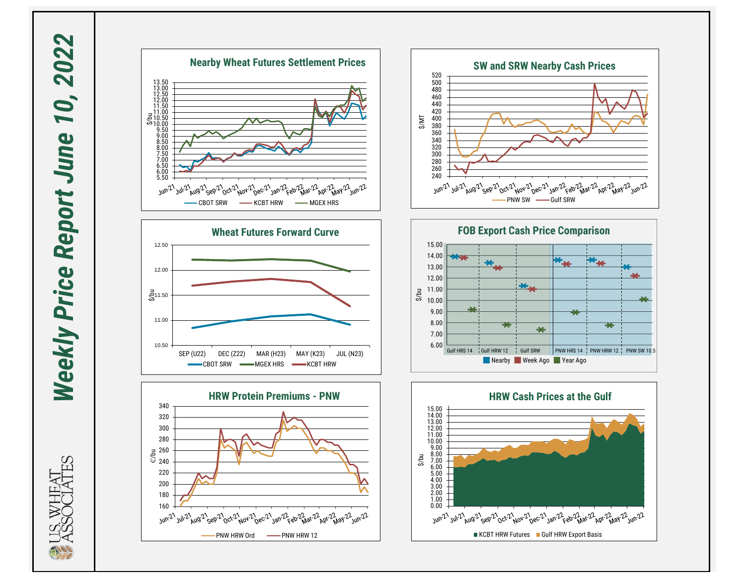# Weekly Price Report June 10, 2022

## Nearby Wheat Futures Settlement Prices

$/bu

CBOT SRW — KCBT HRW — MGEX HRS

## SW and SRW Nearby Cash Prices

$/MT

PNW SW — Gulf SRW

## Wheat Futures Forward Curve

$/bu

SEP (U22) DEC (Z22) MAR (H23) MAY (K23) JUL (N23)

CBOT SRW — MGEX HRS — KCBT HRW

## FOB Export Cash Price Comparison

$/bu

Gulf HRS 14 | Gulf HRW 12 | Gulf SRW | PNW HRS 14 | PNW HRW 12 | PNW SW 10.5

Nearby — Week Ago — Year Ago

## HRW Protein Premiums - PNW

¢/bu

PNW HRW Ord — PNW HRW 12

## HRW Cash Prices at the Gulf

$/bu

KCBT HRW Futures — Gulf HRW Export Basis

U.S. WHEAT ASSOCIATES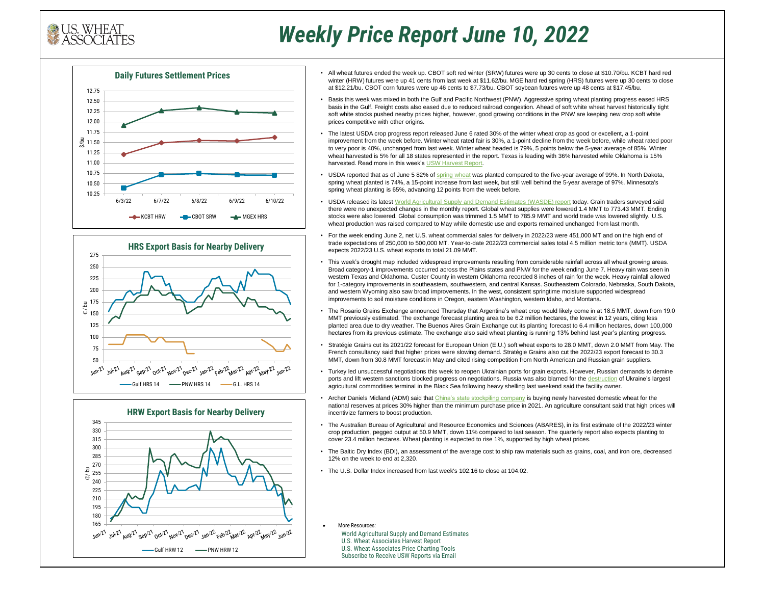U.S. WHEAT ASSOCIATES

# Weekly Price Report June 10, 2022

**Daily Futures Settlement Prices**

$/bu

12.75
12.50
12.25
12.00
11.75
11.50
11.25
11.00
10.75
10.50
10.25

6/3/22 6/7/22 6/8/22 6/9/22 6/10/22

KCBT HRW CBOT SRW MGEX HRS

**HRS Export Basis for Nearby Delivery**

¢/bu

275
250
225
200
175
150
125
100
75
50

Jun-21 Jul-21 Aug-21 Sep-21 Oct-21 Nov-21 Dec-21 Jan-22 Feb-22 Mar-22 Apr-22 May-22 Jun-22

Gulf HRS 14 PNW HRS 14 G.L. HRS 14

**HRW Export Basis for Nearby Delivery**

¢/bu

345
330
315
300
285
270
255
240
225
210
195
180
165

Jun-21 Jul-21 Aug-21 Sep-21 Oct-21 Nov-21 Dec-21 Jan-22 Feb-22 Mar-22 Apr-22 May-22 Jun-22

Gulf HRW 12 PNW HRW 12

- All wheat futures ended the week up. CBOT soft red winter (SRW) futures were up 30 cents to close at $10.70/bu. KCBT hard red winter (HRW) futures were up 41 cents from last week at $11.62/bu. MGE hard red spring (HRS) futures were up 30 cents to close at $12.21/bu. CBOT corn futures were up 46 cents to $7.73/bu. CBOT soybean futures were up 48 cents at $17.45/bu.
- Basis this week was mixed in both the Gulf and Pacific Northwest (PNW). Aggressive spring wheat planting progress eased HRS basis in the Gulf. Freight costs also eased due to reduced railroad congestion. Ahead of soft white wheat harvest historically tight soft white stocks pushed nearby prices higher, however, good growing conditions in the PNW are keeping new crop soft white prices competitive with other origins.
- The latest USDA crop progress report released June 6 rated 30% of the winter wheat crop as good or excellent, a 1-point improvement from the week before. Winter wheat rated fair is 30%, a 1-point decline from the week before, while wheat rated poor to very poor is 40%, unchanged from last week. Winter wheat headed is 79%, 5 points below the 5-year average of 85%. Winter wheat harvested is 5% for all 18 states represented in the report. Texas is leading with 36% harvested while Oklahoma is 15% harvested. Read more in this week's USW Harvest Report.
- USDA reported that as of June 5 82% of spring wheat was planted compared to the five-year average of 99%. In North Dakota, spring wheat planted is 74%, a 15-point increase from last week, but still well behind the 5-year average of 97%. Minnesota's spring wheat planting is 65%, advancing 12 points from the week before.
- USDA released its latest World Agricultural Supply and Demand Estimates (WASDE) report today. Grain traders surveyed said there were no unexpected changes in the monthly report. Global wheat supplies were lowered 1.4 MMT to 773.43 MMT. Ending stocks were also lowered. Global consumption was trimmed 1.5 MMT to 785.9 MMT and world trade was lowered slightly. U.S. wheat production was raised compared to May while domestic use and exports remained unchanged from last month.
- For the week ending June 2, net U.S. wheat commercial sales for delivery in 2022/23 were 451,000 MT and on the high end of trade expectations of 250,000 to 500,000 MT. Year-to-date 2022/23 commercial sales total 4.5 million metric tons (MMT). USDA expects 2022/23 U.S. wheat exports to total 21.09 MMT.
- This week's drought map included widespread improvements resulting from considerable rainfall across all wheat growing areas. Broad category-1 improvements occurred across the Plains states and PNW for the week ending June 7. Heavy rain was seen in western Texas and Oklahoma. Custer County in western Oklahoma recorded 8 inches of rain for the week. Heavy rainfall allowed for 1-category improvements in southeastern, southwestern, and central Kansas. Southeastern Colorado, Nebraska, South Dakota, and western Wyoming also saw broad improvements. In the west, consistent springtime moisture supported widespread improvements to soil moisture conditions in Oregon, eastern Washington, western Idaho, and Montana.
- The Rosario Grains Exchange announced Thursday that Argentina's wheat crop would likely come in at 18.5 MMT, down from 19.0 MMT previously estimated. The exchange forecast planting area to be 6.2 million hectares, the lowest in 12 years, citing less planted area due to dry weather. The Buenos Aires Grain Exchange cut its planting forecast to 6.4 million hectares, down 100,000 hectares from its previous estimate. The exchange also said wheat planting is running 13% behind last year's planting progress.
- Stratégie Grains cut its 2021/22 forecast for European Union (E.U.) soft wheat exports to 28.0 MMT, down 2.0 MMT from May. The French consultancy said that higher prices were slowing demand. Stratégie Grains also cut the 2022/23 export forecast to 30.3 MMT, down from 30.8 MMT forecast in May and cited rising competition from North American and Russian grain suppliers.
- Turkey led unsuccessful negotiations this week to reopen Ukrainian ports for grain exports. However, Russian demands to demine ports and lift western sanctions blocked progress on negotiations. Russia was also blamed for the destruction of Ukraine's largest agricultural commodities terminal in the Black Sea following heavy shelling last weekend said the facility owner.
- Archer Daniels Midland (ADM) said that China's state stockpiling company is buying newly harvested domestic wheat for the national reserves at prices 30% higher than the minimum purchase price in 2021. An agriculture consultant said that high prices will incentivize farmers to boost production.
- The Australian Bureau of Agricultural and Resource Economics and Sciences (ABARES), in its first estimate of the 2022/23 winter crop production, pegged output at 50.9 MMT, down 11% compared to last season. The quarterly report also expects planting to cover 23.4 million hectares. Wheat planting is expected to rise 1%, supported by high wheat prices.
- The Baltic Dry Index (BDI), an assessment of the average cost to ship raw materials such as grains, coal, and iron ore, decreased 12% on the week to end at 2,320.
- The U.S. Dollar Index increased from last week's 102.16 to close at 104.02.

- More Resources:
  World Agricultural Supply and Demand Estimates
  U.S. Wheat Associates Harvest Report
  U.S. Wheat Associates Price Charting Tools
  Subscribe to Receive USW Reports via Email